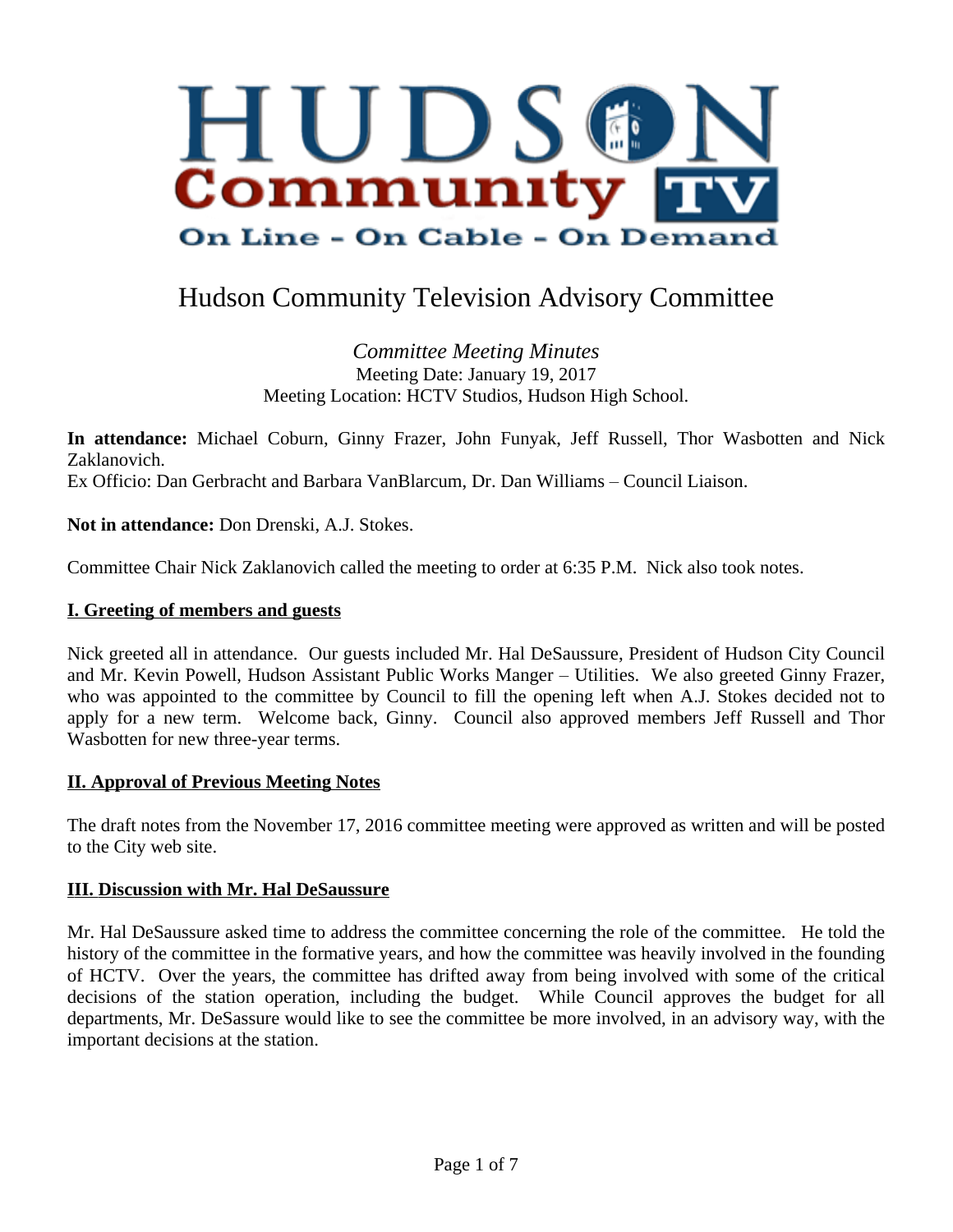# Hudson Community Television Advisory Committee

*Committee Meeting Minutes*
Meeting Date: January 19, 2017
Meeting Location: HCTV Studios, Hudson High School.

**In attendance:** Michael Coburn, Ginny Frazer, John Funyak, Jeff Russell, Thor Wasbotten and Nick Zaklanovich.
Ex Officio: Dan Gerbracht and Barbara VanBlarcum, Dr. Dan Williams – Council Liaison.

**Not in attendance:** Don Drenski, A.J. Stokes.

Committee Chair Nick Zaklanovich called the meeting to order at 6:35 P.M. Nick also took notes.

## I. Greeting of members and guests

Nick greeted all in attendance. Our guests included Mr. Hal DeSaussure, President of Hudson City Council and Mr. Kevin Powell, Hudson Assistant Public Works Manger – Utilities. We also greeted Ginny Frazer, who was appointed to the committee by Council to fill the opening left when A.J. Stokes decided not to apply for a new term. Welcome back, Ginny. Council also approved members Jeff Russell and Thor Wasbotten for new three-year terms.

## II. Approval of Previous Meeting Notes

The draft notes from the November 17, 2016 committee meeting were approved as written and will be posted to the City web site.

## III. Discussion with Mr. Hal DeSaussure

Mr. Hal DeSaussure asked time to address the committee concerning the role of the committee. He told the history of the committee in the formative years, and how the committee was heavily involved in the founding of HCTV. Over the years, the committee has drifted away from being involved with some of the critical decisions of the station operation, including the budget. While Council approves the budget for all departments, Mr. DeSassure would like to see the committee be more involved, in an advisory way, with the important decisions at the station.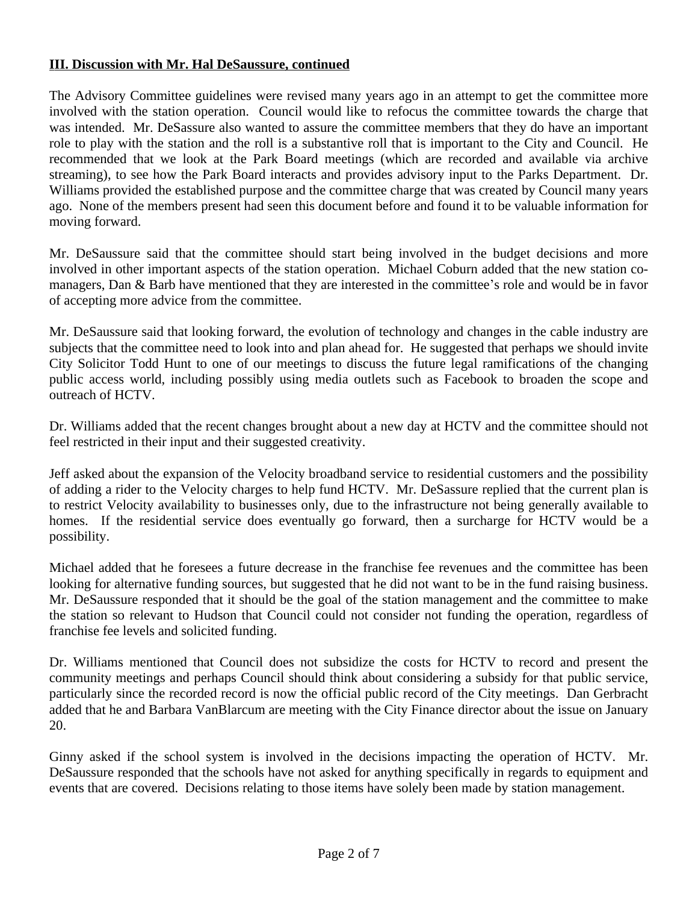**III. Discussion with Mr. Hal DeSaussure, continued**

The Advisory Committee guidelines were revised many years ago in an attempt to get the committee more involved with the station operation. Council would like to refocus the committee towards the charge that was intended. Mr. DeSassure also wanted to assure the committee members that they do have an important role to play with the station and the roll is a substantive roll that is important to the City and Council. He recommended that we look at the Park Board meetings (which are recorded and available via archive streaming), to see how the Park Board interacts and provides advisory input to the Parks Department. Dr. Williams provided the established purpose and the committee charge that was created by Council many years ago. None of the members present had seen this document before and found it to be valuable information for moving forward.

Mr. DeSaussure said that the committee should start being involved in the budget decisions and more involved in other important aspects of the station operation. Michael Coburn added that the new station co-managers, Dan & Barb have mentioned that they are interested in the committee's role and would be in favor of accepting more advice from the committee.

Mr. DeSaussure said that looking forward, the evolution of technology and changes in the cable industry are subjects that the committee need to look into and plan ahead for. He suggested that perhaps we should invite City Solicitor Todd Hunt to one of our meetings to discuss the future legal ramifications of the changing public access world, including possibly using media outlets such as Facebook to broaden the scope and outreach of HCTV.

Dr. Williams added that the recent changes brought about a new day at HCTV and the committee should not feel restricted in their input and their suggested creativity.

Jeff asked about the expansion of the Velocity broadband service to residential customers and the possibility of adding a rider to the Velocity charges to help fund HCTV. Mr. DeSassure replied that the current plan is to restrict Velocity availability to businesses only, due to the infrastructure not being generally available to homes. If the residential service does eventually go forward, then a surcharge for HCTV would be a possibility.

Michael added that he foresees a future decrease in the franchise fee revenues and the committee has been looking for alternative funding sources, but suggested that he did not want to be in the fund raising business. Mr. DeSaussure responded that it should be the goal of the station management and the committee to make the station so relevant to Hudson that Council could not consider not funding the operation, regardless of franchise fee levels and solicited funding.

Dr. Williams mentioned that Council does not subsidize the costs for HCTV to record and present the community meetings and perhaps Council should think about considering a subsidy for that public service, particularly since the recorded record is now the official public record of the City meetings. Dan Gerbracht added that he and Barbara VanBlarcum are meeting with the City Finance director about the issue on January 20.

Ginny asked if the school system is involved in the decisions impacting the operation of HCTV. Mr. DeSaussure responded that the schools have not asked for anything specifically in regards to equipment and events that are covered. Decisions relating to those items have solely been made by station management.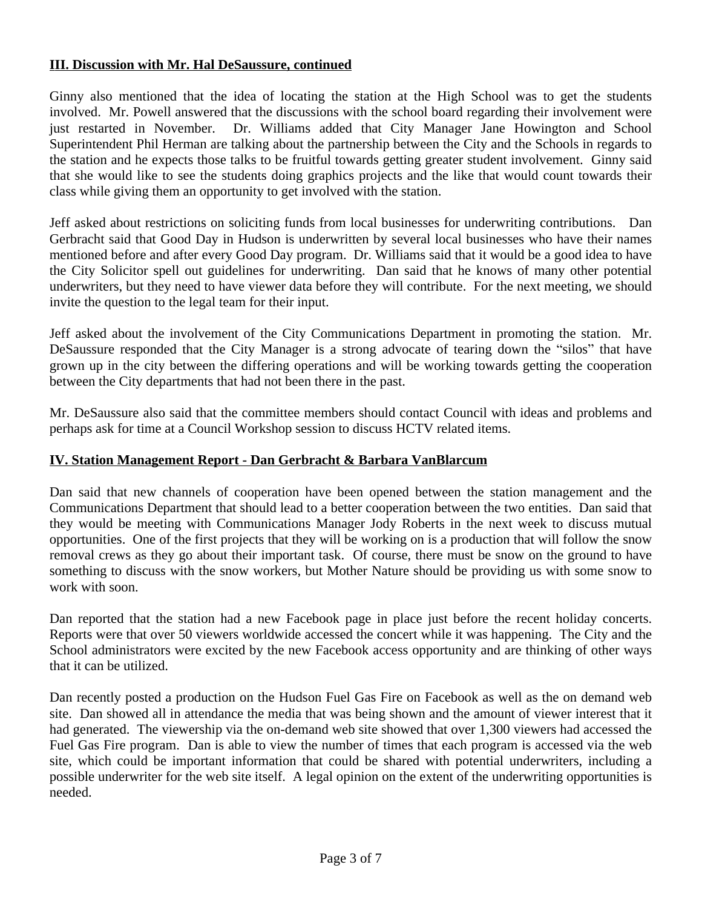## III. Discussion with Mr. Hal DeSaussure, continued

Ginny also mentioned that the idea of locating the station at the High School was to get the students involved. Mr. Powell answered that the discussions with the school board regarding their involvement were just restarted in November. Dr. Williams added that City Manager Jane Howington and School Superintendent Phil Herman are talking about the partnership between the City and the Schools in regards to the station and he expects those talks to be fruitful towards getting greater student involvement. Ginny said that she would like to see the students doing graphics projects and the like that would count towards their class while giving them an opportunity to get involved with the station.

Jeff asked about restrictions on soliciting funds from local businesses for underwriting contributions. Dan Gerbracht said that Good Day in Hudson is underwritten by several local businesses who have their names mentioned before and after every Good Day program. Dr. Williams said that it would be a good idea to have the City Solicitor spell out guidelines for underwriting. Dan said that he knows of many other potential underwriters, but they need to have viewer data before they will contribute. For the next meeting, we should invite the question to the legal team for their input.

Jeff asked about the involvement of the City Communications Department in promoting the station. Mr. DeSaussure responded that the City Manager is a strong advocate of tearing down the "silos" that have grown up in the city between the differing operations and will be working towards getting the cooperation between the City departments that had not been there in the past.

Mr. DeSaussure also said that the committee members should contact Council with ideas and problems and perhaps ask for time at a Council Workshop session to discuss HCTV related items.

## IV. Station Management Report - Dan Gerbracht & Barbara VanBlarcum

Dan said that new channels of cooperation have been opened between the station management and the Communications Department that should lead to a better cooperation between the two entities. Dan said that they would be meeting with Communications Manager Jody Roberts in the next week to discuss mutual opportunities. One of the first projects that they will be working on is a production that will follow the snow removal crews as they go about their important task. Of course, there must be snow on the ground to have something to discuss with the snow workers, but Mother Nature should be providing us with some snow to work with soon.

Dan reported that the station had a new Facebook page in place just before the recent holiday concerts. Reports were that over 50 viewers worldwide accessed the concert while it was happening. The City and the School administrators were excited by the new Facebook access opportunity and are thinking of other ways that it can be utilized.

Dan recently posted a production on the Hudson Fuel Gas Fire on Facebook as well as the on demand web site. Dan showed all in attendance the media that was being shown and the amount of viewer interest that it had generated. The viewership via the on-demand web site showed that over 1,300 viewers had accessed the Fuel Gas Fire program. Dan is able to view the number of times that each program is accessed via the web site, which could be important information that could be shared with potential underwriters, including a possible underwriter for the web site itself. A legal opinion on the extent of the underwriting opportunities is needed.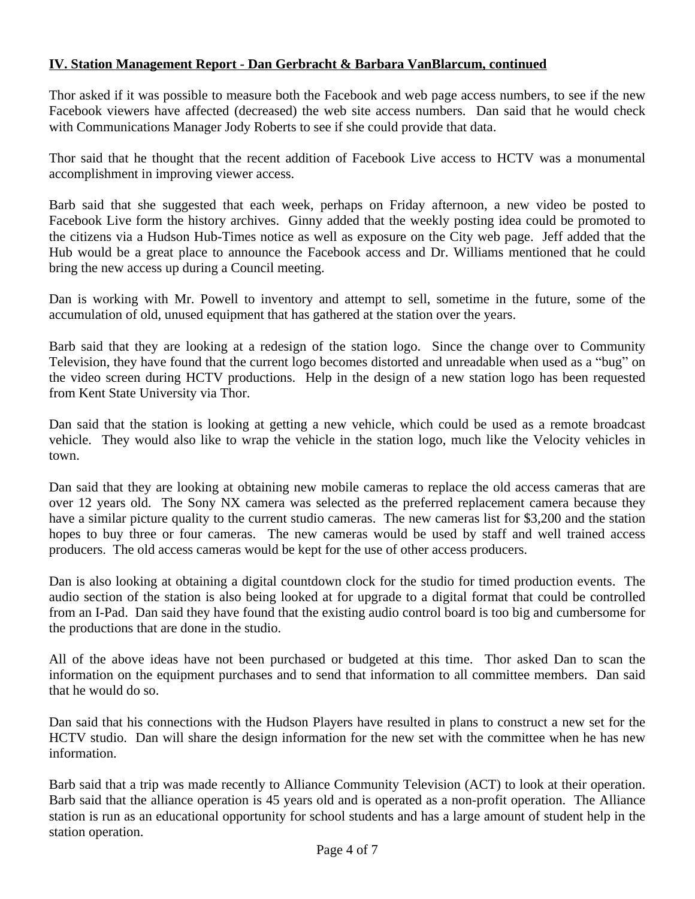**IV. Station Management Report - Dan Gerbracht & Barbara VanBlarcum, continued**

Thor asked if it was possible to measure both the Facebook and web page access numbers, to see if the new Facebook viewers have affected (decreased) the web site access numbers. Dan said that he would check with Communications Manager Jody Roberts to see if she could provide that data.

Thor said that he thought that the recent addition of Facebook Live access to HCTV was a monumental accomplishment in improving viewer access.

Barb said that she suggested that each week, perhaps on Friday afternoon, a new video be posted to Facebook Live form the history archives. Ginny added that the weekly posting idea could be promoted to the citizens via a Hudson Hub-Times notice as well as exposure on the City web page. Jeff added that the Hub would be a great place to announce the Facebook access and Dr. Williams mentioned that he could bring the new access up during a Council meeting.

Dan is working with Mr. Powell to inventory and attempt to sell, sometime in the future, some of the accumulation of old, unused equipment that has gathered at the station over the years.

Barb said that they are looking at a redesign of the station logo. Since the change over to Community Television, they have found that the current logo becomes distorted and unreadable when used as a "bug" on the video screen during HCTV productions. Help in the design of a new station logo has been requested from Kent State University via Thor.

Dan said that the station is looking at getting a new vehicle, which could be used as a remote broadcast vehicle. They would also like to wrap the vehicle in the station logo, much like the Velocity vehicles in town.

Dan said that they are looking at obtaining new mobile cameras to replace the old access cameras that are over 12 years old. The Sony NX camera was selected as the preferred replacement camera because they have a similar picture quality to the current studio cameras. The new cameras list for $3,200 and the station hopes to buy three or four cameras. The new cameras would be used by staff and well trained access producers. The old access cameras would be kept for the use of other access producers.

Dan is also looking at obtaining a digital countdown clock for the studio for timed production events. The audio section of the station is also being looked at for upgrade to a digital format that could be controlled from an I-Pad. Dan said they have found that the existing audio control board is too big and cumbersome for the productions that are done in the studio.

All of the above ideas have not been purchased or budgeted at this time. Thor asked Dan to scan the information on the equipment purchases and to send that information to all committee members. Dan said that he would do so.

Dan said that his connections with the Hudson Players have resulted in plans to construct a new set for the HCTV studio. Dan will share the design information for the new set with the committee when he has new information.

Barb said that a trip was made recently to Alliance Community Television (ACT) to look at their operation. Barb said that the alliance operation is 45 years old and is operated as a non-profit operation. The Alliance station is run as an educational opportunity for school students and has a large amount of student help in the station operation.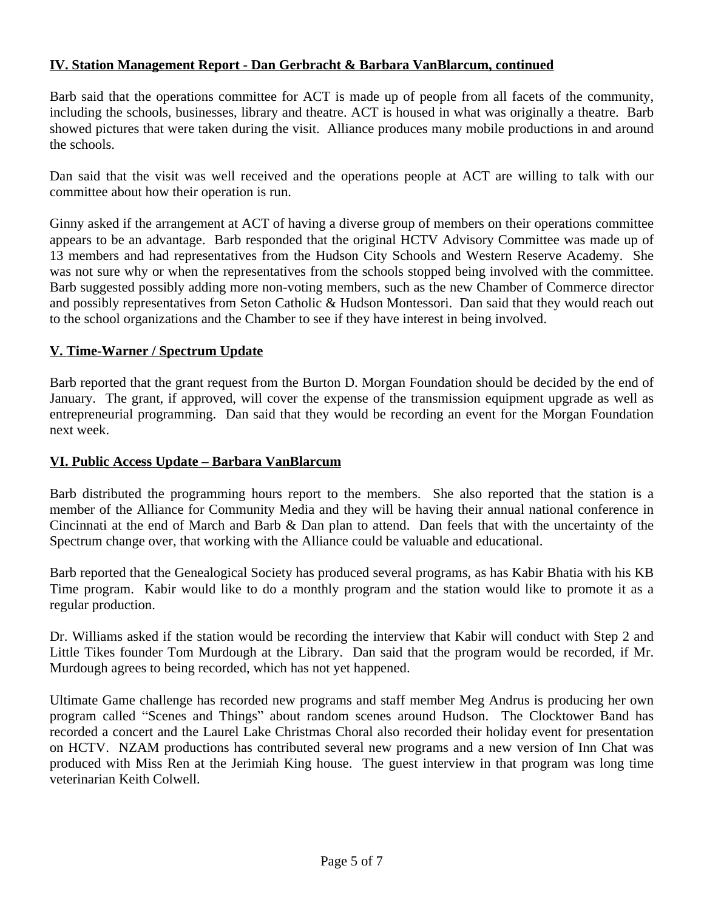## IV. Station Management Report - Dan Gerbracht & Barbara VanBlarcum, continued

Barb said that the operations committee for ACT is made up of people from all facets of the community, including the schools, businesses, library and theatre. ACT is housed in what was originally a theatre. Barb showed pictures that were taken during the visit. Alliance produces many mobile productions in and around the schools.

Dan said that the visit was well received and the operations people at ACT are willing to talk with our committee about how their operation is run.

Ginny asked if the arrangement at ACT of having a diverse group of members on their operations committee appears to be an advantage. Barb responded that the original HCTV Advisory Committee was made up of 13 members and had representatives from the Hudson City Schools and Western Reserve Academy. She was not sure why or when the representatives from the schools stopped being involved with the committee. Barb suggested possibly adding more non-voting members, such as the new Chamber of Commerce director and possibly representatives from Seton Catholic & Hudson Montessori. Dan said that they would reach out to the school organizations and the Chamber to see if they have interest in being involved.

## V. Time-Warner / Spectrum Update

Barb reported that the grant request from the Burton D. Morgan Foundation should be decided by the end of January. The grant, if approved, will cover the expense of the transmission equipment upgrade as well as entrepreneurial programming. Dan said that they would be recording an event for the Morgan Foundation next week.

## VI. Public Access Update – Barbara VanBlarcum

Barb distributed the programming hours report to the members. She also reported that the station is a member of the Alliance for Community Media and they will be having their annual national conference in Cincinnati at the end of March and Barb & Dan plan to attend. Dan feels that with the uncertainty of the Spectrum change over, that working with the Alliance could be valuable and educational.

Barb reported that the Genealogical Society has produced several programs, as has Kabir Bhatia with his KB Time program. Kabir would like to do a monthly program and the station would like to promote it as a regular production.

Dr. Williams asked if the station would be recording the interview that Kabir will conduct with Step 2 and Little Tikes founder Tom Murdough at the Library. Dan said that the program would be recorded, if Mr. Murdough agrees to being recorded, which has not yet happened.

Ultimate Game challenge has recorded new programs and staff member Meg Andrus is producing her own program called "Scenes and Things" about random scenes around Hudson. The Clocktower Band has recorded a concert and the Laurel Lake Christmas Choral also recorded their holiday event for presentation on HCTV. NZAM productions has contributed several new programs and a new version of Inn Chat was produced with Miss Ren at the Jerimiah King house. The guest interview in that program was long time veterinarian Keith Colwell.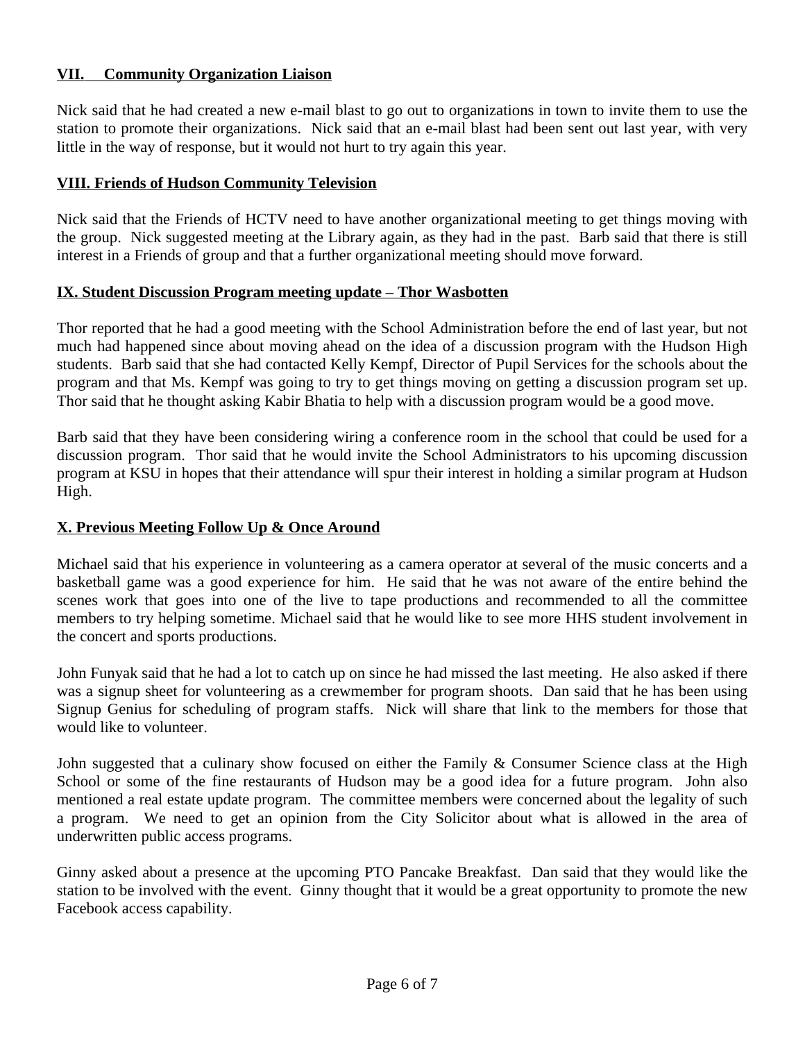## VII. Community Organization Liaison

Nick said that he had created a new e-mail blast to go out to organizations in town to invite them to use the station to promote their organizations. Nick said that an e-mail blast had been sent out last year, with very little in the way of response, but it would not hurt to try again this year.

## VIII. Friends of Hudson Community Television

Nick said that the Friends of HCTV need to have another organizational meeting to get things moving with the group. Nick suggested meeting at the Library again, as they had in the past. Barb said that there is still interest in a Friends of group and that a further organizational meeting should move forward.

## IX. Student Discussion Program meeting update – Thor Wasbotten

Thor reported that he had a good meeting with the School Administration before the end of last year, but not much had happened since about moving ahead on the idea of a discussion program with the Hudson High students. Barb said that she had contacted Kelly Kempf, Director of Pupil Services for the schools about the program and that Ms. Kempf was going to try to get things moving on getting a discussion program set up. Thor said that he thought asking Kabir Bhatia to help with a discussion program would be a good move.

Barb said that they have been considering wiring a conference room in the school that could be used for a discussion program. Thor said that he would invite the School Administrators to his upcoming discussion program at KSU in hopes that their attendance will spur their interest in holding a similar program at Hudson High.

## X. Previous Meeting Follow Up & Once Around

Michael said that his experience in volunteering as a camera operator at several of the music concerts and a basketball game was a good experience for him. He said that he was not aware of the entire behind the scenes work that goes into one of the live to tape productions and recommended to all the committee members to try helping sometime. Michael said that he would like to see more HHS student involvement in the concert and sports productions.

John Funyak said that he had a lot to catch up on since he had missed the last meeting. He also asked if there was a signup sheet for volunteering as a crewmember for program shoots. Dan said that he has been using Signup Genius for scheduling of program staffs. Nick will share that link to the members for those that would like to volunteer.

John suggested that a culinary show focused on either the Family & Consumer Science class at the High School or some of the fine restaurants of Hudson may be a good idea for a future program. John also mentioned a real estate update program. The committee members were concerned about the legality of such a program. We need to get an opinion from the City Solicitor about what is allowed in the area of underwritten public access programs.

Ginny asked about a presence at the upcoming PTO Pancake Breakfast. Dan said that they would like the station to be involved with the event. Ginny thought that it would be a great opportunity to promote the new Facebook access capability.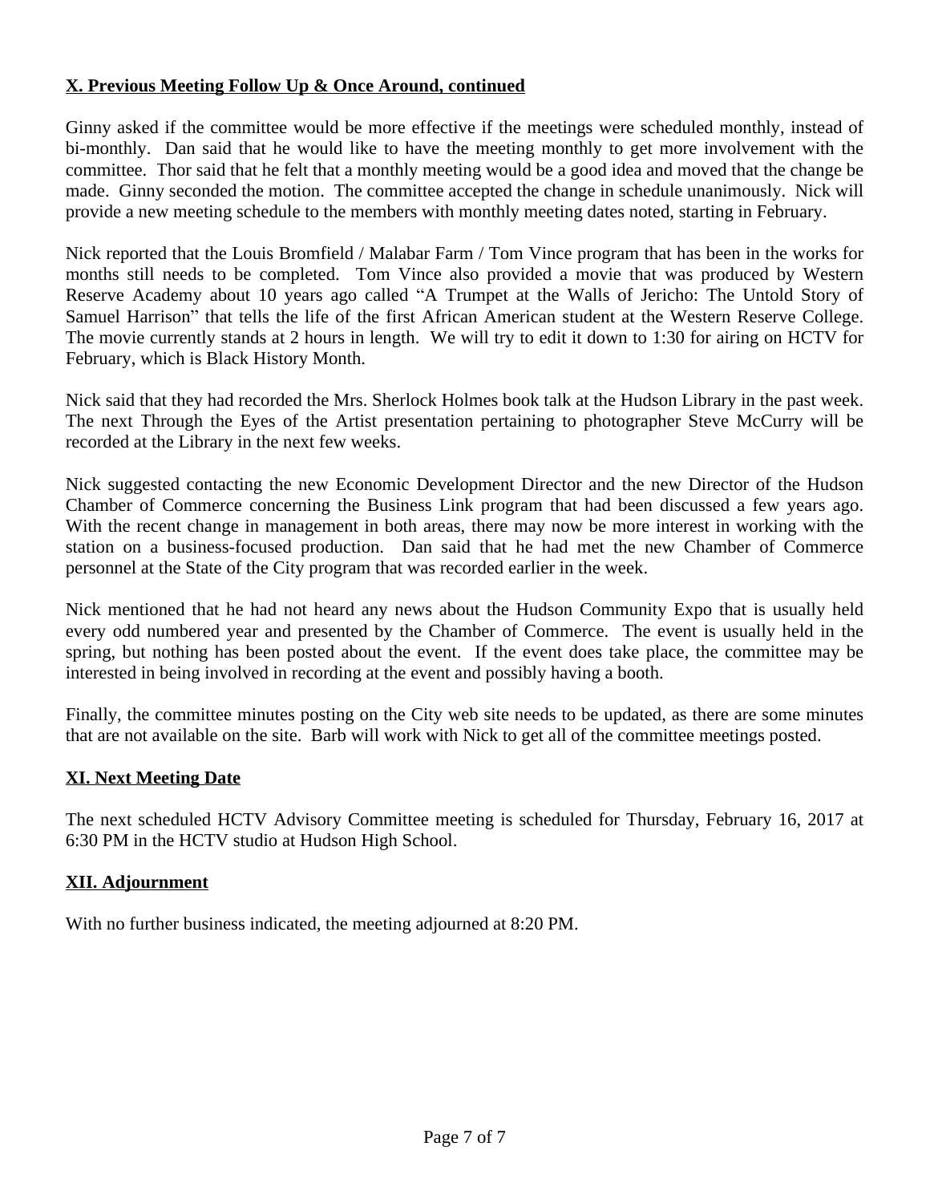## X. Previous Meeting Follow Up & Once Around, continued

Ginny asked if the committee would be more effective if the meetings were scheduled monthly, instead of bi-monthly. Dan said that he would like to have the meeting monthly to get more involvement with the committee. Thor said that he felt that a monthly meeting would be a good idea and moved that the change be made. Ginny seconded the motion. The committee accepted the change in schedule unanimously. Nick will provide a new meeting schedule to the members with monthly meeting dates noted, starting in February.

Nick reported that the Louis Bromfield / Malabar Farm / Tom Vince program that has been in the works for months still needs to be completed. Tom Vince also provided a movie that was produced by Western Reserve Academy about 10 years ago called "A Trumpet at the Walls of Jericho: The Untold Story of Samuel Harrison" that tells the life of the first African American student at the Western Reserve College. The movie currently stands at 2 hours in length. We will try to edit it down to 1:30 for airing on HCTV for February, which is Black History Month.

Nick said that they had recorded the Mrs. Sherlock Holmes book talk at the Hudson Library in the past week. The next Through the Eyes of the Artist presentation pertaining to photographer Steve McCurry will be recorded at the Library in the next few weeks.

Nick suggested contacting the new Economic Development Director and the new Director of the Hudson Chamber of Commerce concerning the Business Link program that had been discussed a few years ago. With the recent change in management in both areas, there may now be more interest in working with the station on a business-focused production. Dan said that he had met the new Chamber of Commerce personnel at the State of the City program that was recorded earlier in the week.

Nick mentioned that he had not heard any news about the Hudson Community Expo that is usually held every odd numbered year and presented by the Chamber of Commerce. The event is usually held in the spring, but nothing has been posted about the event. If the event does take place, the committee may be interested in being involved in recording at the event and possibly having a booth.

Finally, the committee minutes posting on the City web site needs to be updated, as there are some minutes that are not available on the site. Barb will work with Nick to get all of the committee meetings posted.

## XI. Next Meeting Date

The next scheduled HCTV Advisory Committee meeting is scheduled for Thursday, February 16, 2017 at 6:30 PM in the HCTV studio at Hudson High School.

## XII. Adjournment

With no further business indicated, the meeting adjourned at 8:20 PM.